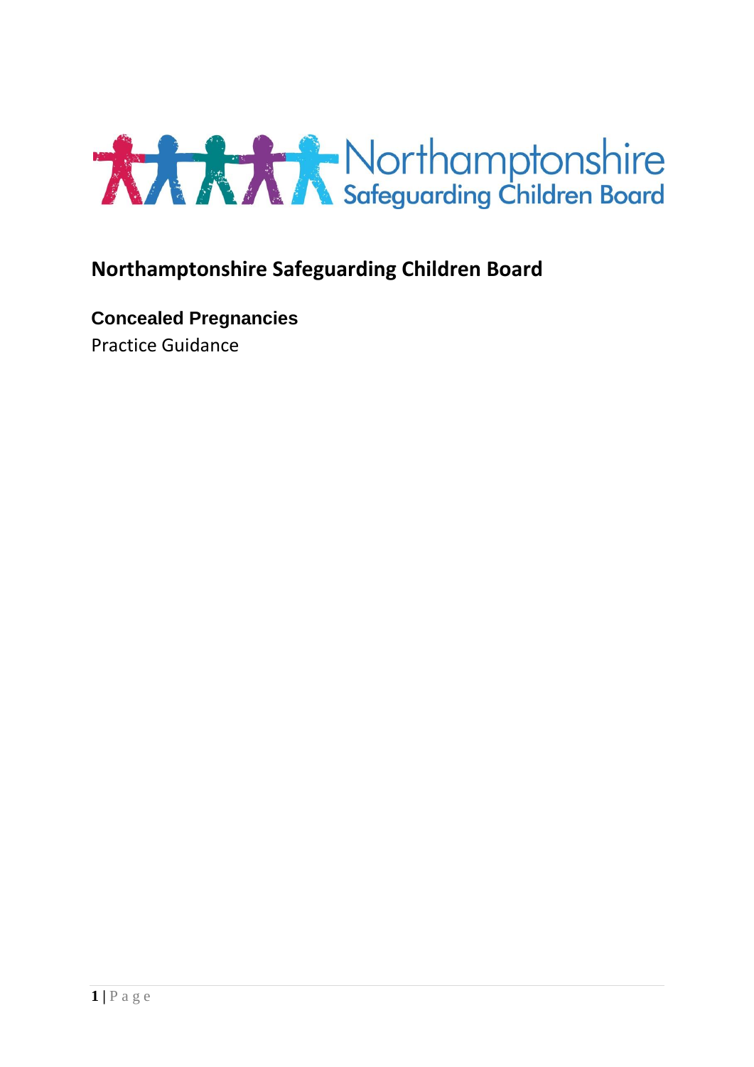# Northamptonshire Safeguarding Children Board

## Concealed Pregnancies

Practice Guidance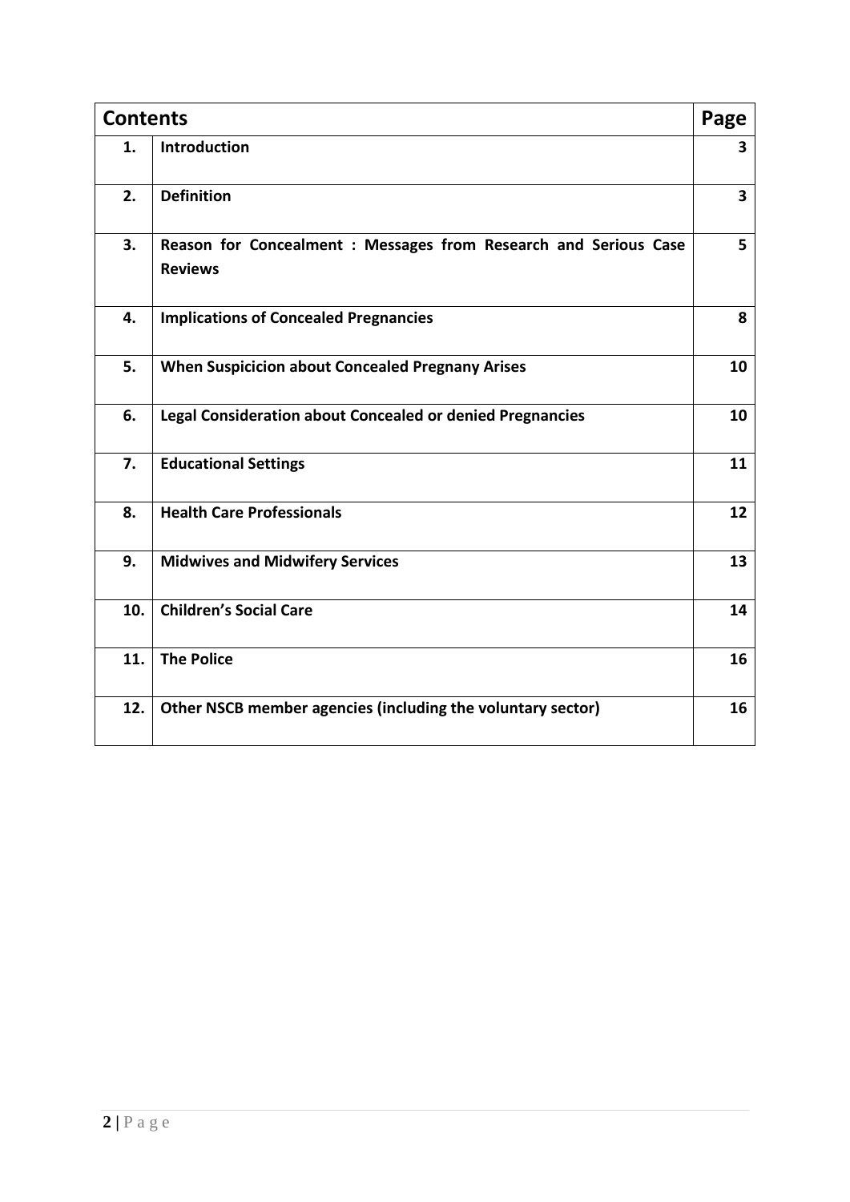| Contents | | Page |
|---|---|---|
| **1.** | **Introduction** | **3** |
| **2.** | **Definition** | **3** |
| **3.** | **Reason for Concealment : Messages from Research and Serious Case Reviews** | **5** |
| **4.** | **Implications of Concealed Pregnancies** | **8** |
| **5.** | **When Suspicicion about Concealed Pregnany Arises** | **10** |
| **6.** | **Legal Consideration about Concealed or denied Pregnancies** | **10** |
| **7.** | **Educational Settings** | **11** |
| **8.** | **Health Care Professionals** | **12** |
| **9.** | **Midwives and Midwifery Services** | **13** |
| **10.** | **Children's Social Care** | **14** |
| **11.** | **The Police** | **16** |
| **12.** | **Other NSCB member agencies (including the voluntary sector)** | **16** |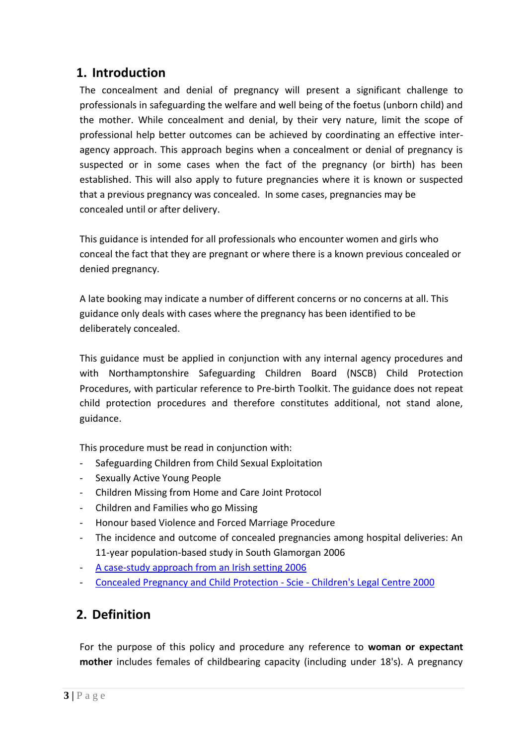## 1. Introduction

The concealment and denial of pregnancy will present a significant challenge to professionals in safeguarding the welfare and well being of the foetus (unborn child) and the mother. While concealment and denial, by their very nature, limit the scope of professional help better outcomes can be achieved by coordinating an effective inter-agency approach. This approach begins when a concealment or denial of pregnancy is suspected or in some cases when the fact of the pregnancy (or birth) has been established. This will also apply to future pregnancies where it is known or suspected that a previous pregnancy was concealed. In some cases, pregnancies may be concealed until or after delivery.

This guidance is intended for all professionals who encounter women and girls who conceal the fact that they are pregnant or where there is a known previous concealed or denied pregnancy.

A late booking may indicate a number of different concerns or no concerns at all. This guidance only deals with cases where the pregnancy has been identified to be deliberately concealed.

This guidance must be applied in conjunction with any internal agency procedures and with Northamptonshire Safeguarding Children Board (NSCB) Child Protection Procedures, with particular reference to Pre-birth Toolkit. The guidance does not repeat child protection procedures and therefore constitutes additional, not stand alone, guidance.

This procedure must be read in conjunction with:

- Safeguarding Children from Child Sexual Exploitation
- Sexually Active Young People
- Children Missing from Home and Care Joint Protocol
- Children and Families who go Missing
- Honour based Violence and Forced Marriage Procedure
- The incidence and outcome of concealed pregnancies among hospital deliveries: An 11-year population-based study in South Glamorgan 2006
- A case-study approach from an Irish setting 2006
- Concealed Pregnancy and Child Protection - Scie - Children's Legal Centre 2000

## 2. Definition

For the purpose of this policy and procedure any reference to **woman or expectant mother** includes females of childbearing capacity (including under 18's). A pregnancy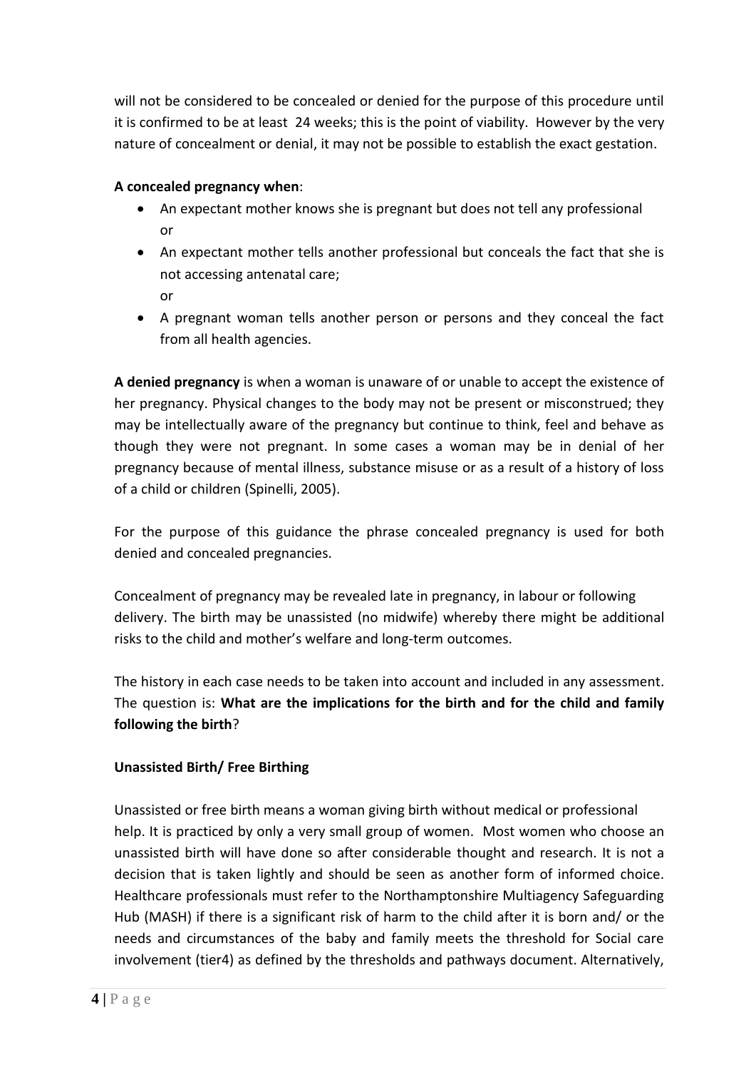will not be considered to be concealed or denied for the purpose of this procedure until it is confirmed to be at least 24 weeks; this is the point of viability. However by the very nature of concealment or denial, it may not be possible to establish the exact gestation.

**A concealed pregnancy when**:

- An expectant mother knows she is pregnant but does not tell any professional or
- An expectant mother tells another professional but conceals the fact that she is not accessing antenatal care; or
- A pregnant woman tells another person or persons and they conceal the fact from all health agencies.

**A denied pregnancy** is when a woman is unaware of or unable to accept the existence of her pregnancy. Physical changes to the body may not be present or misconstrued; they may be intellectually aware of the pregnancy but continue to think, feel and behave as though they were not pregnant. In some cases a woman may be in denial of her pregnancy because of mental illness, substance misuse or as a result of a history of loss of a child or children (Spinelli, 2005).

For the purpose of this guidance the phrase concealed pregnancy is used for both denied and concealed pregnancies.

Concealment of pregnancy may be revealed late in pregnancy, in labour or following delivery. The birth may be unassisted (no midwife) whereby there might be additional risks to the child and mother's welfare and long-term outcomes.

The history in each case needs to be taken into account and included in any assessment. The question is: **What are the implications for the birth and for the child and family following the birth**?

**Unassisted Birth/ Free Birthing**

Unassisted or free birth means a woman giving birth without medical or professional help. It is practiced by only a very small group of women. Most women who choose an unassisted birth will have done so after considerable thought and research. It is not a decision that is taken lightly and should be seen as another form of informed choice. Healthcare professionals must refer to the Northamptonshire Multiagency Safeguarding Hub (MASH) if there is a significant risk of harm to the child after it is born and/ or the needs and circumstances of the baby and family meets the threshold for Social care involvement (tier4) as defined by the thresholds and pathways document. Alternatively,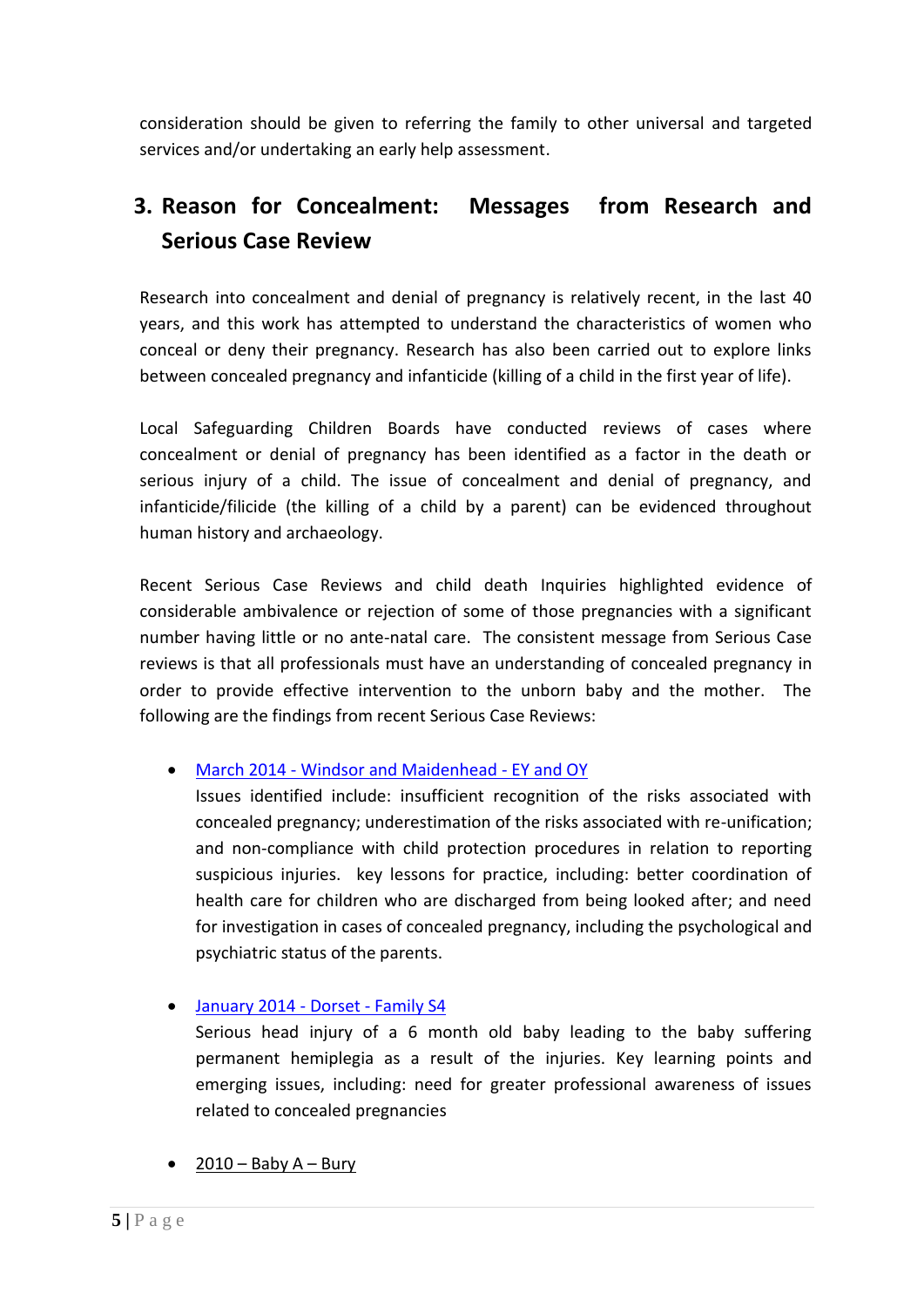consideration should be given to referring the family to other universal and targeted services and/or undertaking an early help assessment.

## 3. Reason for Concealment: Messages from Research and Serious Case Review

Research into concealment and denial of pregnancy is relatively recent, in the last 40 years, and this work has attempted to understand the characteristics of women who conceal or deny their pregnancy. Research has also been carried out to explore links between concealed pregnancy and infanticide (killing of a child in the first year of life).

Local Safeguarding Children Boards have conducted reviews of cases where concealment or denial of pregnancy has been identified as a factor in the death or serious injury of a child. The issue of concealment and denial of pregnancy, and infanticide/filicide (the killing of a child by a parent) can be evidenced throughout human history and archaeology.

Recent Serious Case Reviews and child death Inquiries highlighted evidence of considerable ambivalence or rejection of some of those pregnancies with a significant number having little or no ante-natal care. The consistent message from Serious Case reviews is that all professionals must have an understanding of concealed pregnancy in order to provide effective intervention to the unborn baby and the mother. The following are the findings from recent Serious Case Reviews:

- March 2014 - Windsor and Maidenhead - EY and OY
  Issues identified include: insufficient recognition of the risks associated with concealed pregnancy; underestimation of the risks associated with re-unification; and non-compliance with child protection procedures in relation to reporting suspicious injuries. key lessons for practice, including: better coordination of health care for children who are discharged from being looked after; and need for investigation in cases of concealed pregnancy, including the psychological and psychiatric status of the parents.

- January 2014 - Dorset - Family S4
  Serious head injury of a 6 month old baby leading to the baby suffering permanent hemiplegia as a result of the injuries. Key learning points and emerging issues, including: need for greater professional awareness of issues related to concealed pregnancies

- 2010 – Baby A – Bury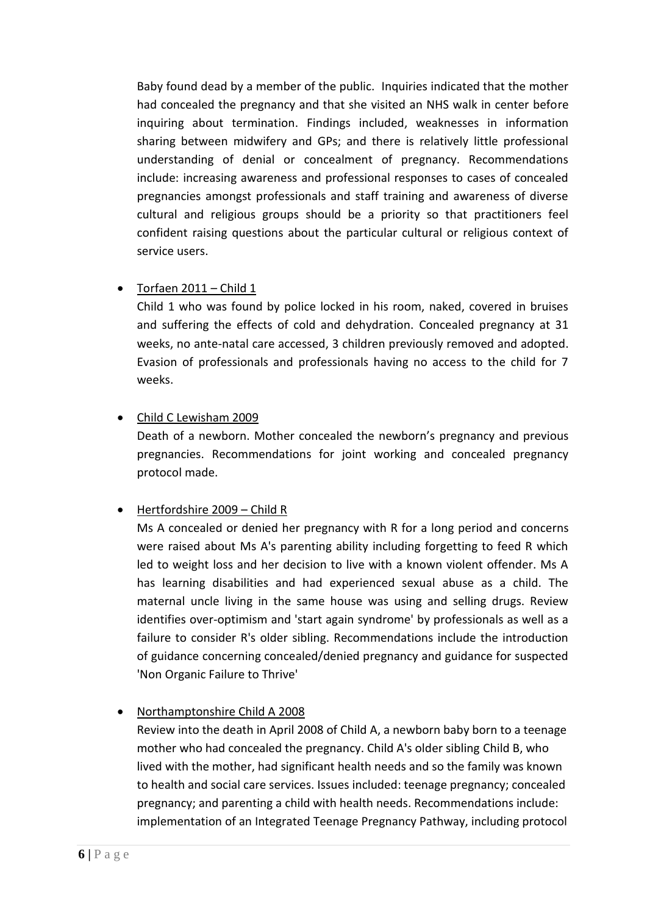Baby found dead by a member of the public. Inquiries indicated that the mother had concealed the pregnancy and that she visited an NHS walk in center before inquiring about termination. Findings included, weaknesses in information sharing between midwifery and GPs; and there is relatively little professional understanding of denial or concealment of pregnancy. Recommendations include: increasing awareness and professional responses to cases of concealed pregnancies amongst professionals and staff training and awareness of diverse cultural and religious groups should be a priority so that practitioners feel confident raising questions about the particular cultural or religious context of service users.

- Torfaen 2011 – Child 1

  Child 1 who was found by police locked in his room, naked, covered in bruises and suffering the effects of cold and dehydration. Concealed pregnancy at 31 weeks, no ante-natal care accessed, 3 children previously removed and adopted. Evasion of professionals and professionals having no access to the child for 7 weeks.

- Child C Lewisham 2009

  Death of a newborn. Mother concealed the newborn's pregnancy and previous pregnancies. Recommendations for joint working and concealed pregnancy protocol made.

- Hertfordshire 2009 – Child R

  Ms A concealed or denied her pregnancy with R for a long period and concerns were raised about Ms A's parenting ability including forgetting to feed R which led to weight loss and her decision to live with a known violent offender. Ms A has learning disabilities and had experienced sexual abuse as a child. The maternal uncle living in the same house was using and selling drugs. Review identifies over-optimism and 'start again syndrome' by professionals as well as a failure to consider R's older sibling. Recommendations include the introduction of guidance concerning concealed/denied pregnancy and guidance for suspected 'Non Organic Failure to Thrive'

- Northamptonshire Child A 2008

  Review into the death in April 2008 of Child A, a newborn baby born to a teenage mother who had concealed the pregnancy. Child A's older sibling Child B, who lived with the mother, had significant health needs and so the family was known to health and social care services. Issues included: teenage pregnancy; concealed pregnancy; and parenting a child with health needs. Recommendations include: implementation of an Integrated Teenage Pregnancy Pathway, including protocol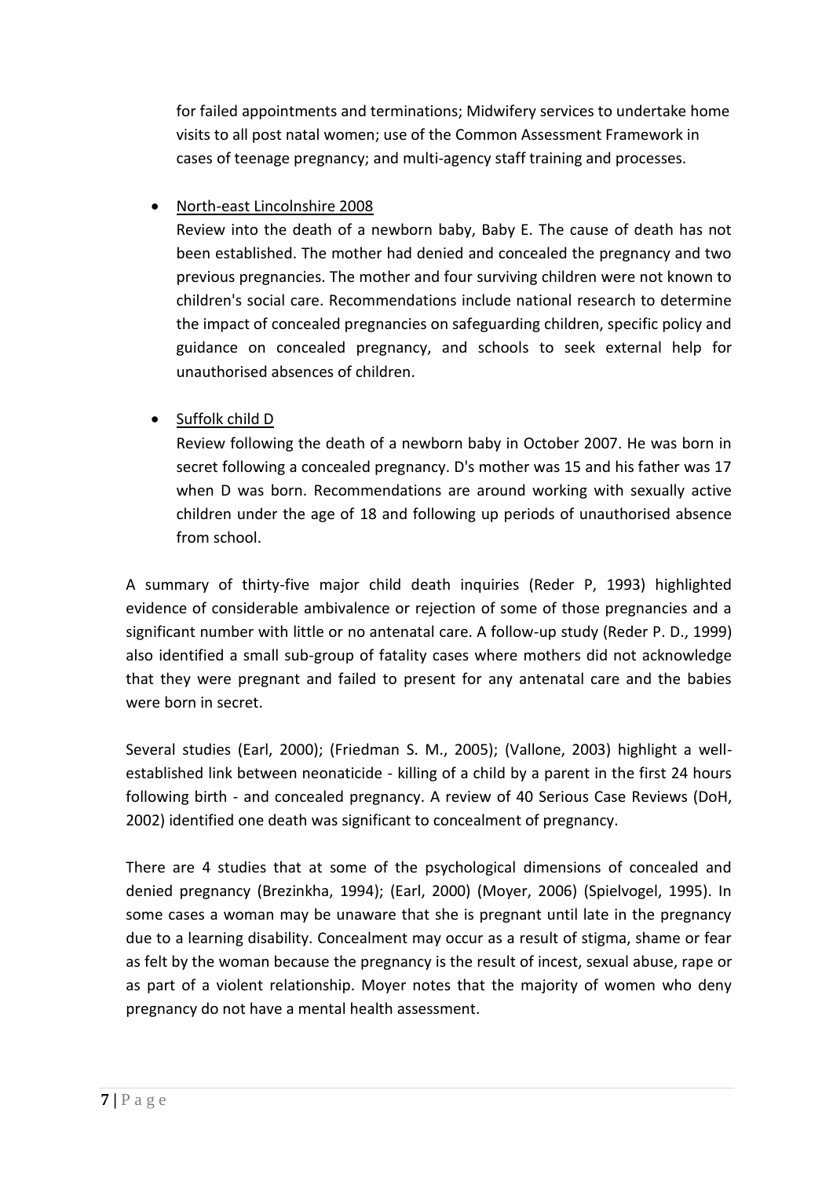for failed appointments and terminations; Midwifery services to undertake home visits to all post natal women; use of the Common Assessment Framework in cases of teenage pregnancy; and multi-agency staff training and processes.

- North-east Lincolnshire 2008

  Review into the death of a newborn baby, Baby E. The cause of death has not been established. The mother had denied and concealed the pregnancy and two previous pregnancies. The mother and four surviving children were not known to children's social care. Recommendations include national research to determine the impact of concealed pregnancies on safeguarding children, specific policy and guidance on concealed pregnancy, and schools to seek external help for unauthorised absences of children.

- Suffolk child D

  Review following the death of a newborn baby in October 2007. He was born in secret following a concealed pregnancy. D's mother was 15 and his father was 17 when D was born. Recommendations are around working with sexually active children under the age of 18 and following up periods of unauthorised absence from school.

A summary of thirty-five major child death inquiries (Reder P, 1993) highlighted evidence of considerable ambivalence or rejection of some of those pregnancies and a significant number with little or no antenatal care. A follow-up study (Reder P. D., 1999) also identified a small sub-group of fatality cases where mothers did not acknowledge that they were pregnant and failed to present for any antenatal care and the babies were born in secret.

Several studies (Earl, 2000); (Friedman S. M., 2005); (Vallone, 2003) highlight a well-established link between neonaticide - killing of a child by a parent in the first 24 hours following birth - and concealed pregnancy. A review of 40 Serious Case Reviews (DoH, 2002) identified one death was significant to concealment of pregnancy.

There are 4 studies that at some of the psychological dimensions of concealed and denied pregnancy (Brezinkha, 1994); (Earl, 2000) (Moyer, 2006) (Spielvogel, 1995). In some cases a woman may be unaware that she is pregnant until late in the pregnancy due to a learning disability. Concealment may occur as a result of stigma, shame or fear as felt by the woman because the pregnancy is the result of incest, sexual abuse, rape or as part of a violent relationship. Moyer notes that the majority of women who deny pregnancy do not have a mental health assessment.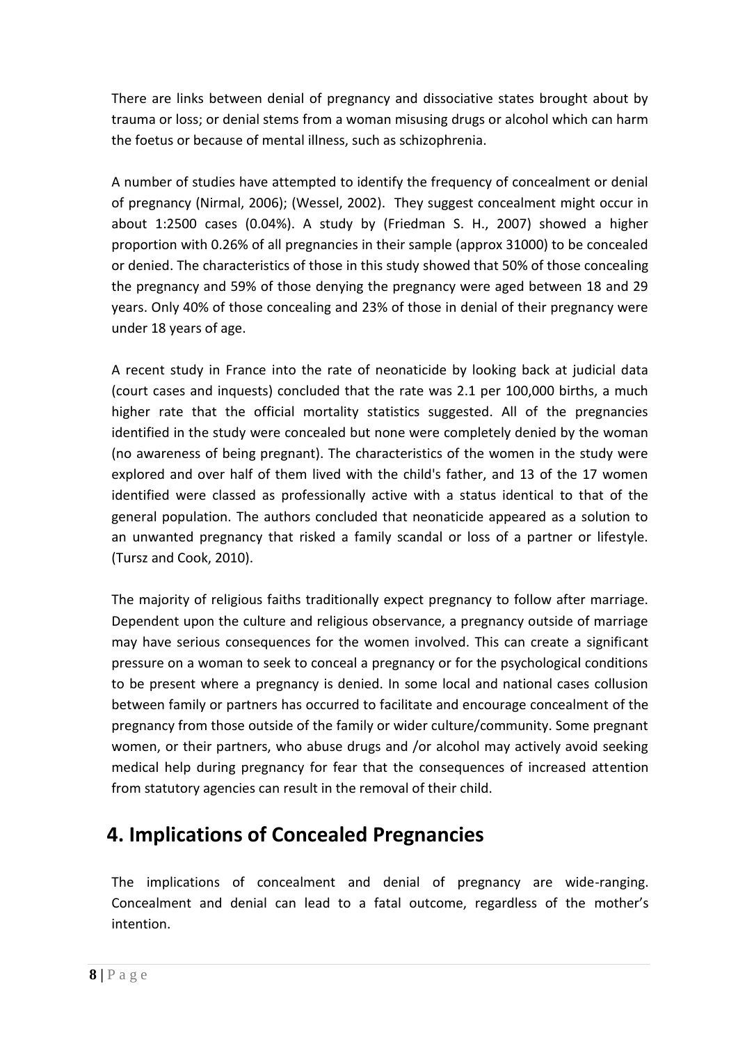There are links between denial of pregnancy and dissociative states brought about by trauma or loss; or denial stems from a woman misusing drugs or alcohol which can harm the foetus or because of mental illness, such as schizophrenia.

A number of studies have attempted to identify the frequency of concealment or denial of pregnancy (Nirmal, 2006); (Wessel, 2002). They suggest concealment might occur in about 1:2500 cases (0.04%). A study by (Friedman S. H., 2007) showed a higher proportion with 0.26% of all pregnancies in their sample (approx 31000) to be concealed or denied. The characteristics of those in this study showed that 50% of those concealing the pregnancy and 59% of those denying the pregnancy were aged between 18 and 29 years. Only 40% of those concealing and 23% of those in denial of their pregnancy were under 18 years of age.

A recent study in France into the rate of neonaticide by looking back at judicial data (court cases and inquests) concluded that the rate was 2.1 per 100,000 births, a much higher rate that the official mortality statistics suggested. All of the pregnancies identified in the study were concealed but none were completely denied by the woman (no awareness of being pregnant). The characteristics of the women in the study were explored and over half of them lived with the child's father, and 13 of the 17 women identified were classed as professionally active with a status identical to that of the general population. The authors concluded that neonaticide appeared as a solution to an unwanted pregnancy that risked a family scandal or loss of a partner or lifestyle. (Tursz and Cook, 2010).

The majority of religious faiths traditionally expect pregnancy to follow after marriage. Dependent upon the culture and religious observance, a pregnancy outside of marriage may have serious consequences for the women involved. This can create a significant pressure on a woman to seek to conceal a pregnancy or for the psychological conditions to be present where a pregnancy is denied. In some local and national cases collusion between family or partners has occurred to facilitate and encourage concealment of the pregnancy from those outside of the family or wider culture/community. Some pregnant women, or their partners, who abuse drugs and /or alcohol may actively avoid seeking medical help during pregnancy for fear that the consequences of increased attention from statutory agencies can result in the removal of their child.

## 4. Implications of Concealed Pregnancies

The implications of concealment and denial of pregnancy are wide-ranging. Concealment and denial can lead to a fatal outcome, regardless of the mother's intention.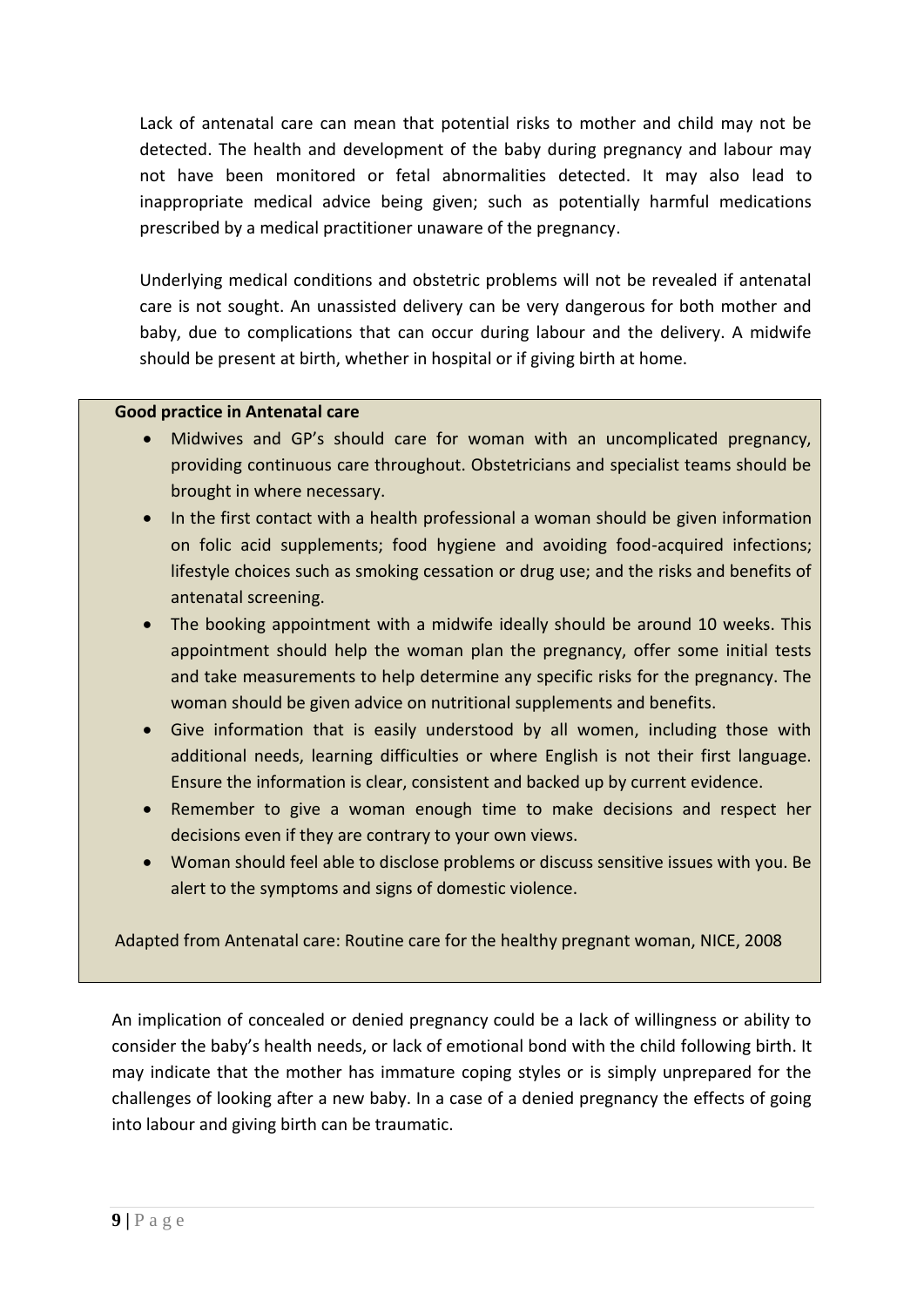Lack of antenatal care can mean that potential risks to mother and child may not be detected. The health and development of the baby during pregnancy and labour may not have been monitored or fetal abnormalities detected. It may also lead to inappropriate medical advice being given; such as potentially harmful medications prescribed by a medical practitioner unaware of the pregnancy.

Underlying medical conditions and obstetric problems will not be revealed if antenatal care is not sought. An unassisted delivery can be very dangerous for both mother and baby, due to complications that can occur during labour and the delivery. A midwife should be present at birth, whether in hospital or if giving birth at home.

**Good practice in Antenatal care**

- Midwives and GP's should care for woman with an uncomplicated pregnancy, providing continuous care throughout. Obstetricians and specialist teams should be brought in where necessary.
- In the first contact with a health professional a woman should be given information on folic acid supplements; food hygiene and avoiding food-acquired infections; lifestyle choices such as smoking cessation or drug use; and the risks and benefits of antenatal screening.
- The booking appointment with a midwife ideally should be around 10 weeks. This appointment should help the woman plan the pregnancy, offer some initial tests and take measurements to help determine any specific risks for the pregnancy. The woman should be given advice on nutritional supplements and benefits.
- Give information that is easily understood by all women, including those with additional needs, learning difficulties or where English is not their first language. Ensure the information is clear, consistent and backed up by current evidence.
- Remember to give a woman enough time to make decisions and respect her decisions even if they are contrary to your own views.
- Woman should feel able to disclose problems or discuss sensitive issues with you. Be alert to the symptoms and signs of domestic violence.

Adapted from Antenatal care: Routine care for the healthy pregnant woman, NICE, 2008

An implication of concealed or denied pregnancy could be a lack of willingness or ability to consider the baby's health needs, or lack of emotional bond with the child following birth. It may indicate that the mother has immature coping styles or is simply unprepared for the challenges of looking after a new baby. In a case of a denied pregnancy the effects of going into labour and giving birth can be traumatic.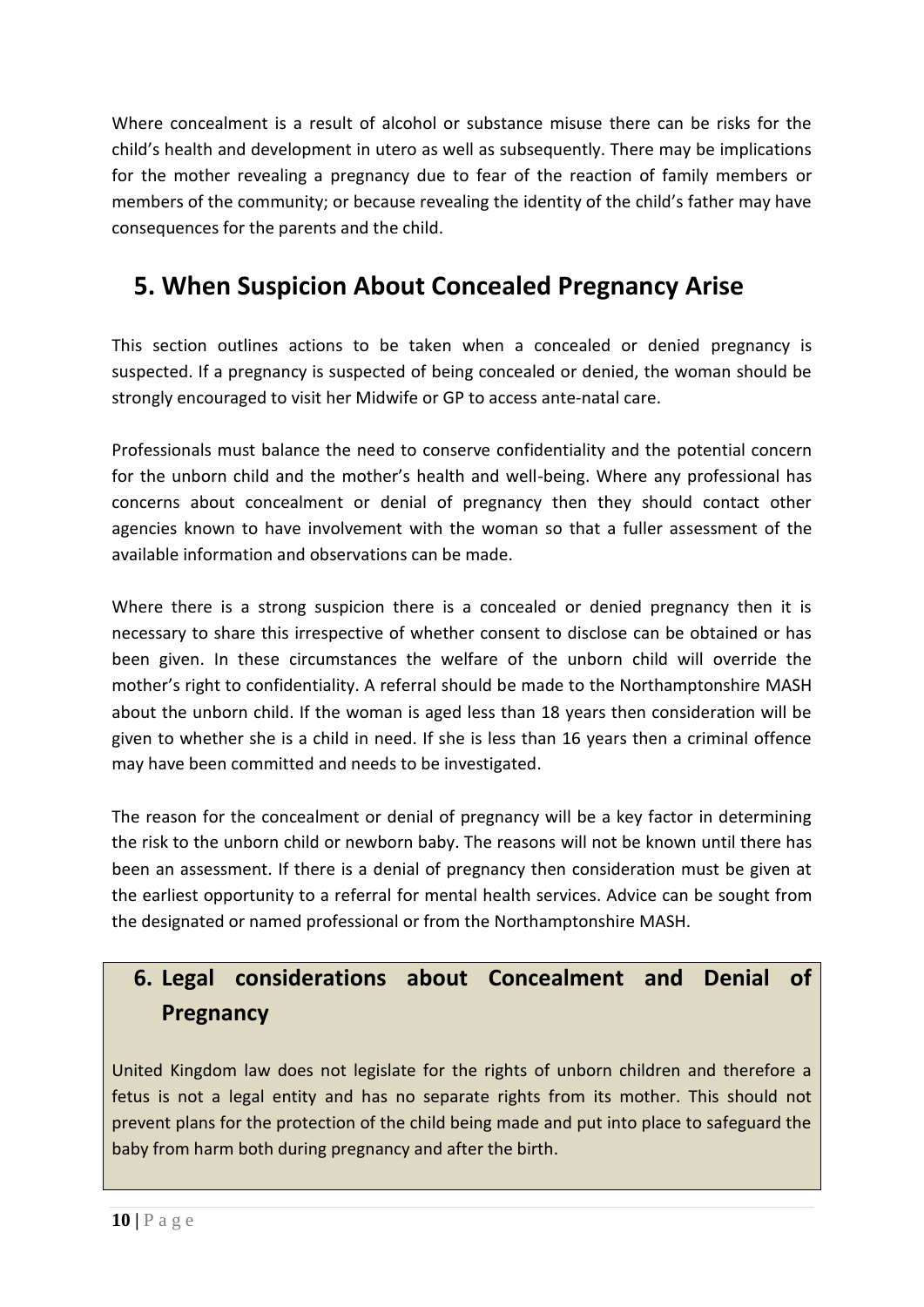Where concealment is a result of alcohol or substance misuse there can be risks for the child's health and development in utero as well as subsequently. There may be implications for the mother revealing a pregnancy due to fear of the reaction of family members or members of the community; or because revealing the identity of the child's father may have consequences for the parents and the child.

## 5. When Suspicion About Concealed Pregnancy Arise

This section outlines actions to be taken when a concealed or denied pregnancy is suspected. If a pregnancy is suspected of being concealed or denied, the woman should be strongly encouraged to visit her Midwife or GP to access ante-natal care.

Professionals must balance the need to conserve confidentiality and the potential concern for the unborn child and the mother's health and well-being. Where any professional has concerns about concealment or denial of pregnancy then they should contact other agencies known to have involvement with the woman so that a fuller assessment of the available information and observations can be made.

Where there is a strong suspicion there is a concealed or denied pregnancy then it is necessary to share this irrespective of whether consent to disclose can be obtained or has been given. In these circumstances the welfare of the unborn child will override the mother's right to confidentiality. A referral should be made to the Northamptonshire MASH about the unborn child. If the woman is aged less than 18 years then consideration will be given to whether she is a child in need. If she is less than 16 years then a criminal offence may have been committed and needs to be investigated.

The reason for the concealment or denial of pregnancy will be a key factor in determining the risk to the unborn child or newborn baby. The reasons will not be known until there has been an assessment. If there is a denial of pregnancy then consideration must be given at the earliest opportunity to a referral for mental health services. Advice can be sought from the designated or named professional or from the Northamptonshire MASH.

## 6. Legal considerations about Concealment and Denial of Pregnancy

United Kingdom law does not legislate for the rights of unborn children and therefore a fetus is not a legal entity and has no separate rights from its mother. This should not prevent plans for the protection of the child being made and put into place to safeguard the baby from harm both during pregnancy and after the birth.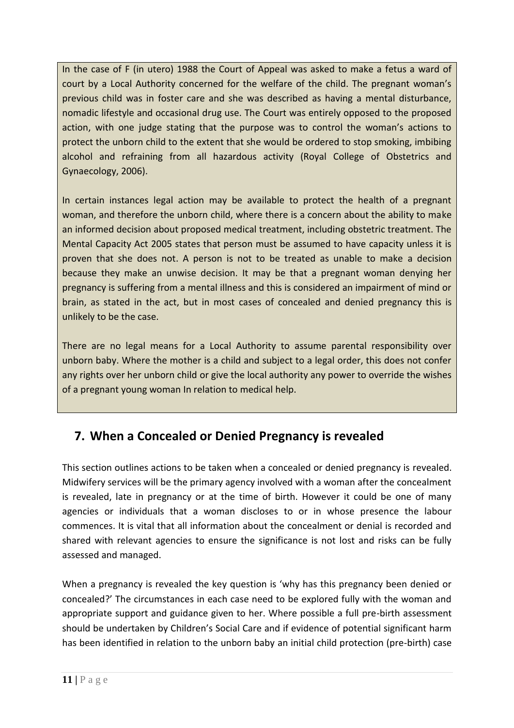In the case of F (in utero) 1988 the Court of Appeal was asked to make a fetus a ward of court by a Local Authority concerned for the welfare of the child. The pregnant woman's previous child was in foster care and she was described as having a mental disturbance, nomadic lifestyle and occasional drug use. The Court was entirely opposed to the proposed action, with one judge stating that the purpose was to control the woman's actions to protect the unborn child to the extent that she would be ordered to stop smoking, imbibing alcohol and refraining from all hazardous activity (Royal College of Obstetrics and Gynaecology, 2006).

In certain instances legal action may be available to protect the health of a pregnant woman, and therefore the unborn child, where there is a concern about the ability to make an informed decision about proposed medical treatment, including obstetric treatment. The Mental Capacity Act 2005 states that person must be assumed to have capacity unless it is proven that she does not. A person is not to be treated as unable to make a decision because they make an unwise decision. It may be that a pregnant woman denying her pregnancy is suffering from a mental illness and this is considered an impairment of mind or brain, as stated in the act, but in most cases of concealed and denied pregnancy this is unlikely to be the case.

There are no legal means for a Local Authority to assume parental responsibility over unborn baby. Where the mother is a child and subject to a legal order, this does not confer any rights over her unborn child or give the local authority any power to override the wishes of a pregnant young woman In relation to medical help.

## 7. When a Concealed or Denied Pregnancy is revealed

This section outlines actions to be taken when a concealed or denied pregnancy is revealed. Midwifery services will be the primary agency involved with a woman after the concealment is revealed, late in pregnancy or at the time of birth. However it could be one of many agencies or individuals that a woman discloses to or in whose presence the labour commences. It is vital that all information about the concealment or denial is recorded and shared with relevant agencies to ensure the significance is not lost and risks can be fully assessed and managed.

When a pregnancy is revealed the key question is 'why has this pregnancy been denied or concealed?' The circumstances in each case need to be explored fully with the woman and appropriate support and guidance given to her. Where possible a full pre-birth assessment should be undertaken by Children's Social Care and if evidence of potential significant harm has been identified in relation to the unborn baby an initial child protection (pre-birth) case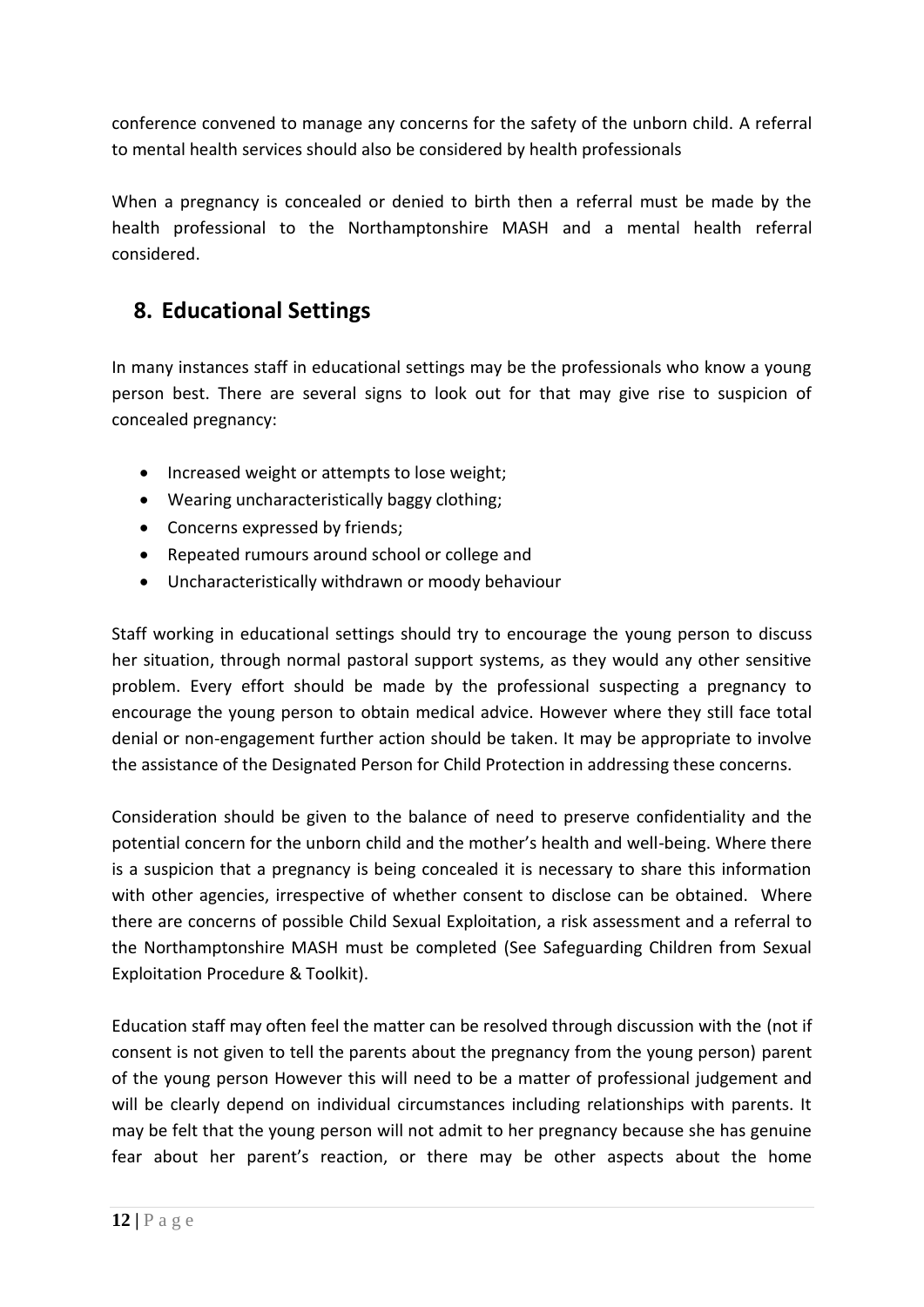conference convened to manage any concerns for the safety of the unborn child. A referral to mental health services should also be considered by health professionals

When a pregnancy is concealed or denied to birth then a referral must be made by the health professional to the Northamptonshire MASH and a mental health referral considered.

## 8. Educational Settings

In many instances staff in educational settings may be the professionals who know a young person best. There are several signs to look out for that may give rise to suspicion of concealed pregnancy:

- Increased weight or attempts to lose weight;
- Wearing uncharacteristically baggy clothing;
- Concerns expressed by friends;
- Repeated rumours around school or college and
- Uncharacteristically withdrawn or moody behaviour

Staff working in educational settings should try to encourage the young person to discuss her situation, through normal pastoral support systems, as they would any other sensitive problem. Every effort should be made by the professional suspecting a pregnancy to encourage the young person to obtain medical advice. However where they still face total denial or non-engagement further action should be taken. It may be appropriate to involve the assistance of the Designated Person for Child Protection in addressing these concerns.

Consideration should be given to the balance of need to preserve confidentiality and the potential concern for the unborn child and the mother's health and well-being. Where there is a suspicion that a pregnancy is being concealed it is necessary to share this information with other agencies, irrespective of whether consent to disclose can be obtained. Where there are concerns of possible Child Sexual Exploitation, a risk assessment and a referral to the Northamptonshire MASH must be completed (See Safeguarding Children from Sexual Exploitation Procedure & Toolkit).

Education staff may often feel the matter can be resolved through discussion with the (not if consent is not given to tell the parents about the pregnancy from the young person) parent of the young person However this will need to be a matter of professional judgement and will be clearly depend on individual circumstances including relationships with parents. It may be felt that the young person will not admit to her pregnancy because she has genuine fear about her parent's reaction, or there may be other aspects about the home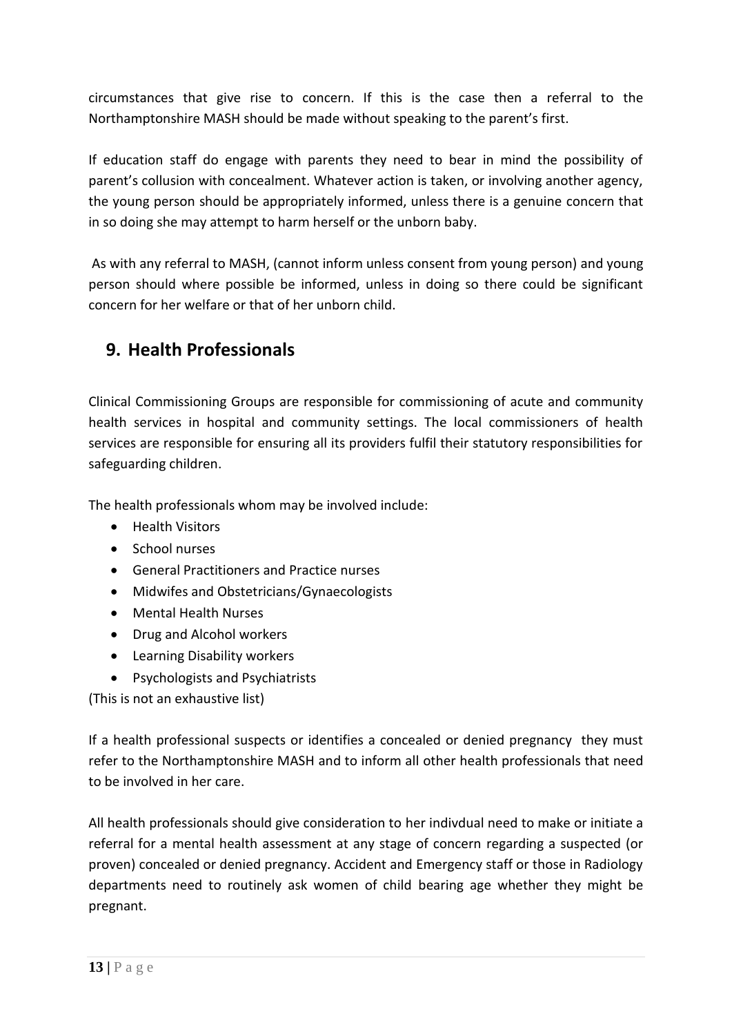circumstances that give rise to concern. If this is the case then a referral to the Northamptonshire MASH should be made without speaking to the parent's first.

If education staff do engage with parents they need to bear in mind the possibility of parent's collusion with concealment. Whatever action is taken, or involving another agency, the young person should be appropriately informed, unless there is a genuine concern that in so doing she may attempt to harm herself or the unborn baby.

As with any referral to MASH, (cannot inform unless consent from young person) and young person should where possible be informed, unless in doing so there could be significant concern for her welfare or that of her unborn child.

## 9. Health Professionals

Clinical Commissioning Groups are responsible for commissioning of acute and community health services in hospital and community settings. The local commissioners of health services are responsible for ensuring all its providers fulfil their statutory responsibilities for safeguarding children.

The health professionals whom may be involved include:

- Health Visitors
- School nurses
- General Practitioners and Practice nurses
- Midwifes and Obstetricians/Gynaecologists
- Mental Health Nurses
- Drug and Alcohol workers
- Learning Disability workers
- Psychologists and Psychiatrists

(This is not an exhaustive list)

If a health professional suspects or identifies a concealed or denied pregnancy they must refer to the Northamptonshire MASH and to inform all other health professionals that need to be involved in her care.

All health professionals should give consideration to her indivdual need to make or initiate a referral for a mental health assessment at any stage of concern regarding a suspected (or proven) concealed or denied pregnancy. Accident and Emergency staff or those in Radiology departments need to routinely ask women of child bearing age whether they might be pregnant.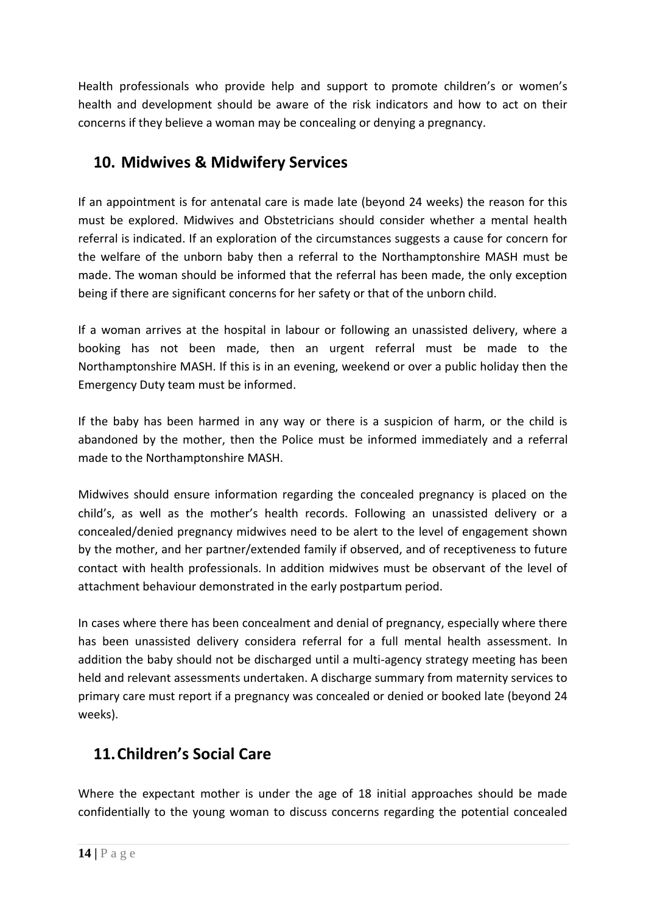Health professionals who provide help and support to promote children's or women's health and development should be aware of the risk indicators and how to act on their concerns if they believe a woman may be concealing or denying a pregnancy.

## 10. Midwives & Midwifery Services

If an appointment is for antenatal care is made late (beyond 24 weeks) the reason for this must be explored. Midwives and Obstetricians should consider whether a mental health referral is indicated. If an exploration of the circumstances suggests a cause for concern for the welfare of the unborn baby then a referral to the Northamptonshire MASH must be made. The woman should be informed that the referral has been made, the only exception being if there are significant concerns for her safety or that of the unborn child.

If a woman arrives at the hospital in labour or following an unassisted delivery, where a booking has not been made, then an urgent referral must be made to the Northamptonshire MASH. If this is in an evening, weekend or over a public holiday then the Emergency Duty team must be informed.

If the baby has been harmed in any way or there is a suspicion of harm, or the child is abandoned by the mother, then the Police must be informed immediately and a referral made to the Northamptonshire MASH.

Midwives should ensure information regarding the concealed pregnancy is placed on the child's, as well as the mother's health records. Following an unassisted delivery or a concealed/denied pregnancy midwives need to be alert to the level of engagement shown by the mother, and her partner/extended family if observed, and of receptiveness to future contact with health professionals. In addition midwives must be observant of the level of attachment behaviour demonstrated in the early postpartum period.

In cases where there has been concealment and denial of pregnancy, especially where there has been unassisted delivery considera referral for a full mental health assessment. In addition the baby should not be discharged until a multi-agency strategy meeting has been held and relevant assessments undertaken. A discharge summary from maternity services to primary care must report if a pregnancy was concealed or denied or booked late (beyond 24 weeks).

## 11. Children's Social Care

Where the expectant mother is under the age of 18 initial approaches should be made confidentially to the young woman to discuss concerns regarding the potential concealed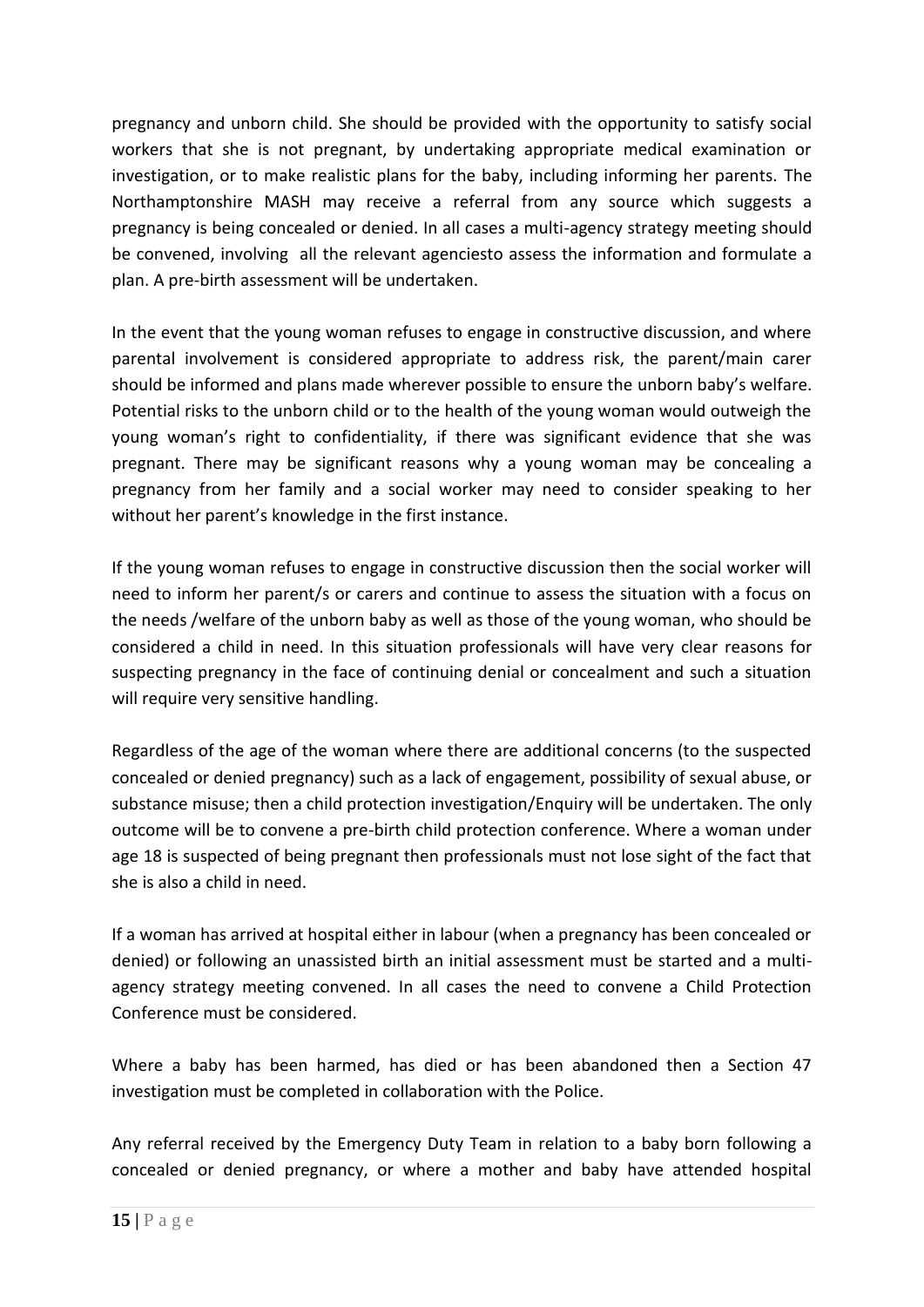pregnancy and unborn child. She should be provided with the opportunity to satisfy social workers that she is not pregnant, by undertaking appropriate medical examination or investigation, or to make realistic plans for the baby, including informing her parents. The Northamptonshire MASH may receive a referral from any source which suggests a pregnancy is being concealed or denied. In all cases a multi-agency strategy meeting should be convened, involving all the relevant agenciesto assess the information and formulate a plan. A pre-birth assessment will be undertaken.

In the event that the young woman refuses to engage in constructive discussion, and where parental involvement is considered appropriate to address risk, the parent/main carer should be informed and plans made wherever possible to ensure the unborn baby's welfare. Potential risks to the unborn child or to the health of the young woman would outweigh the young woman's right to confidentiality, if there was significant evidence that she was pregnant. There may be significant reasons why a young woman may be concealing a pregnancy from her family and a social worker may need to consider speaking to her without her parent's knowledge in the first instance.

If the young woman refuses to engage in constructive discussion then the social worker will need to inform her parent/s or carers and continue to assess the situation with a focus on the needs /welfare of the unborn baby as well as those of the young woman, who should be considered a child in need. In this situation professionals will have very clear reasons for suspecting pregnancy in the face of continuing denial or concealment and such a situation will require very sensitive handling.

Regardless of the age of the woman where there are additional concerns (to the suspected concealed or denied pregnancy) such as a lack of engagement, possibility of sexual abuse, or substance misuse; then a child protection investigation/Enquiry will be undertaken. The only outcome will be to convene a pre-birth child protection conference. Where a woman under age 18 is suspected of being pregnant then professionals must not lose sight of the fact that she is also a child in need.

If a woman has arrived at hospital either in labour (when a pregnancy has been concealed or denied) or following an unassisted birth an initial assessment must be started and a multi-agency strategy meeting convened. In all cases the need to convene a Child Protection Conference must be considered.

Where a baby has been harmed, has died or has been abandoned then a Section 47 investigation must be completed in collaboration with the Police.

Any referral received by the Emergency Duty Team in relation to a baby born following a concealed or denied pregnancy, or where a mother and baby have attended hospital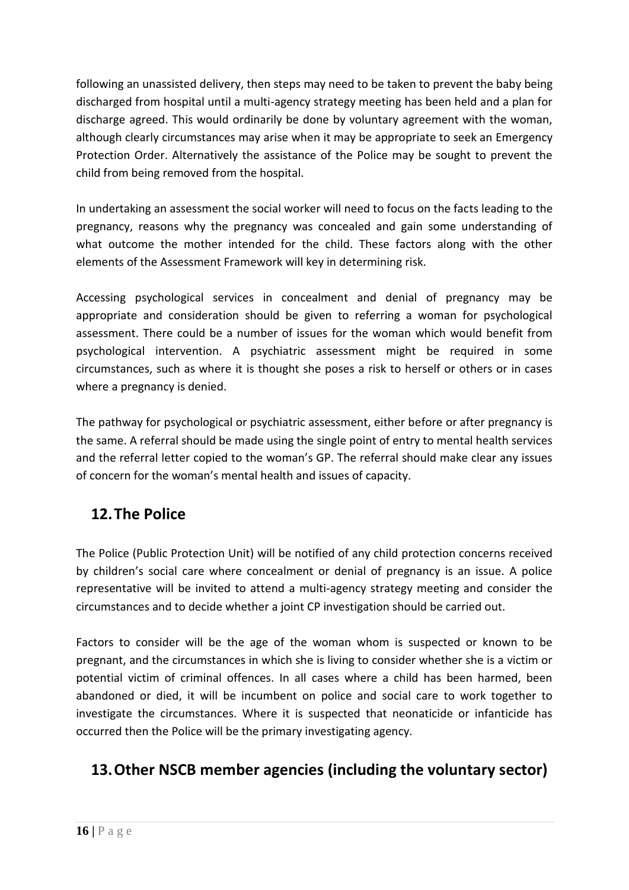following an unassisted delivery, then steps may need to be taken to prevent the baby being discharged from hospital until a multi-agency strategy meeting has been held and a plan for discharge agreed. This would ordinarily be done by voluntary agreement with the woman, although clearly circumstances may arise when it may be appropriate to seek an Emergency Protection Order. Alternatively the assistance of the Police may be sought to prevent the child from being removed from the hospital.

In undertaking an assessment the social worker will need to focus on the facts leading to the pregnancy, reasons why the pregnancy was concealed and gain some understanding of what outcome the mother intended for the child. These factors along with the other elements of the Assessment Framework will key in determining risk.

Accessing psychological services in concealment and denial of pregnancy may be appropriate and consideration should be given to referring a woman for psychological assessment. There could be a number of issues for the woman which would benefit from psychological intervention. A psychiatric assessment might be required in some circumstances, such as where it is thought she poses a risk to herself or others or in cases where a pregnancy is denied.

The pathway for psychological or psychiatric assessment, either before or after pregnancy is the same. A referral should be made using the single point of entry to mental health services and the referral letter copied to the woman's GP. The referral should make clear any issues of concern for the woman's mental health and issues of capacity.

## 12. The Police

The Police (Public Protection Unit) will be notified of any child protection concerns received by children's social care where concealment or denial of pregnancy is an issue. A police representative will be invited to attend a multi-agency strategy meeting and consider the circumstances and to decide whether a joint CP investigation should be carried out.

Factors to consider will be the age of the woman whom is suspected or known to be pregnant, and the circumstances in which she is living to consider whether she is a victim or potential victim of criminal offences. In all cases where a child has been harmed, been abandoned or died, it will be incumbent on police and social care to work together to investigate the circumstances. Where it is suspected that neonaticide or infanticide has occurred then the Police will be the primary investigating agency.

## 13. Other NSCB member agencies (including the voluntary sector)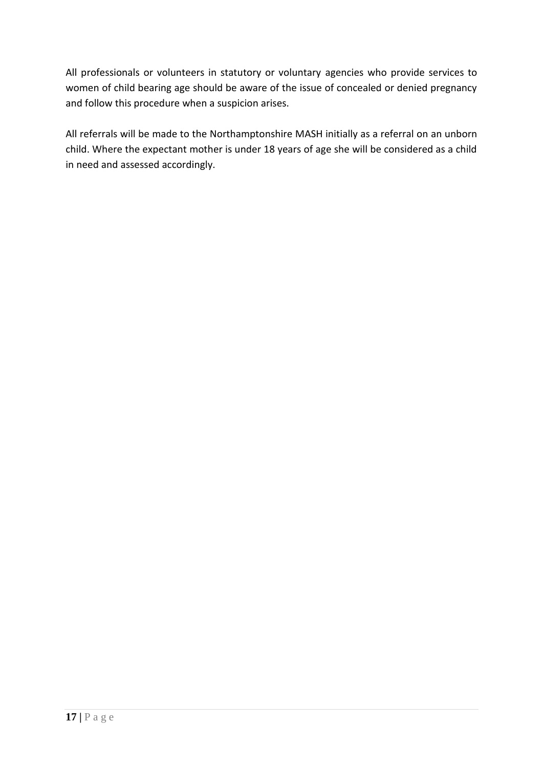All professionals or volunteers in statutory or voluntary agencies who provide services to women of child bearing age should be aware of the issue of concealed or denied pregnancy and follow this procedure when a suspicion arises.

All referrals will be made to the Northamptonshire MASH initially as a referral on an unborn child. Where the expectant mother is under 18 years of age she will be considered as a child in need and assessed accordingly.